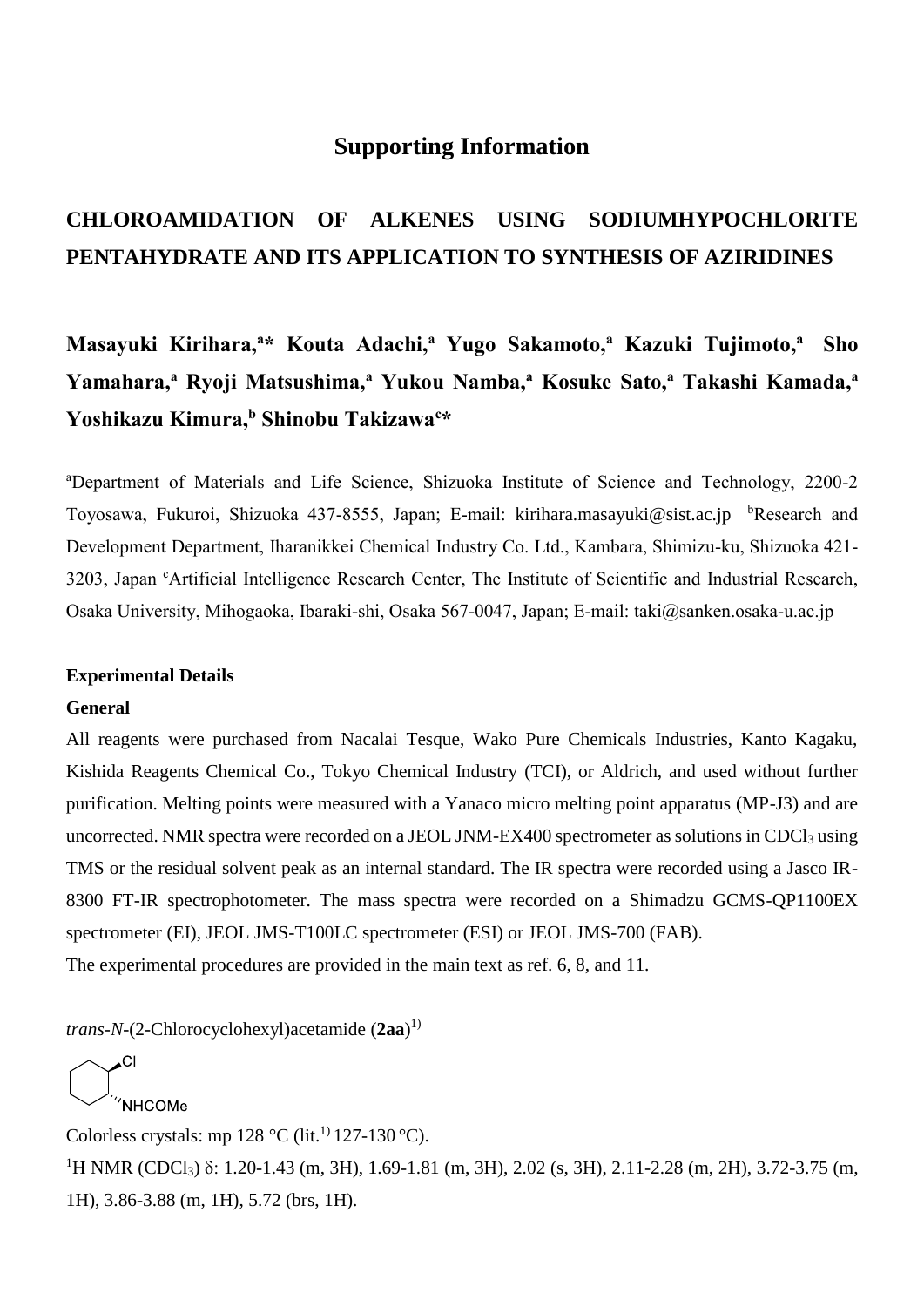# Supporting Information

## CHLOROAMIDATION OF ALKENES USING SODIUMHYPOCHLORITE PENTAHYDRATE AND ITS APPLICATION TO SYNTHESIS OF AZIRIDINES

**Masayuki Kirihara,[a]* Kouta Adachi,[a] Yugo Sakamoto,[a] Kazuki Tujimoto,[a] Sho Yamahara,[a] Ryoji Matsushima,[a] Yukou Namba,[a] Kosuke Sato,[a] Takashi Kamada,[a] Yoshikazu Kimura,[b] Shinobu Takizawa[c]***

[a]Department of Materials and Life Science, Shizuoka Institute of Science and Technology, 2200-2 Toyosawa, Fukuroi, Shizuoka 437-8555, Japan; E-mail: kirihara.masayuki@sist.ac.jp [b]Research and Development Department, Iharanikkei Chemical Industry Co. Ltd., Kambara, Shimizu-ku, Shizuoka 421-3203, Japan [c]Artificial Intelligence Research Center, The Institute of Scientific and Industrial Research, Osaka University, Mihogaoka, Ibaraki-shi, Osaka 567-0047, Japan; E-mail: taki@sanken.osaka-u.ac.jp

### Experimental Details

### General

All reagents were purchased from Nacalai Tesque, Wako Pure Chemicals Industries, Kanto Kagaku, Kishida Reagents Chemical Co., Tokyo Chemical Industry (TCI), or Aldrich, and used without further purification. Melting points were measured with a Yanaco micro melting point apparatus (MP-J3) and are uncorrected. NMR spectra were recorded on a JEOL JNM-EX400 spectrometer as solutions in $CDCl_3$ using TMS or the residual solvent peak as an internal standard. The IR spectra were recorded using a Jasco IR-8300 FT-IR spectrophotometer. The mass spectra were recorded on a Shimadzu GCMS-QP1100EX spectrometer (EI), JEOL JMS-T100LC spectrometer (ESI) or JEOL JMS-700 (FAB).

The experimental procedures are provided in the main text as ref. 6, 8, and 11.

*trans-N*-(2-Chlorocyclohexyl)acetamide (**2aa**)[1)]

Colorless crystals: mp 128 °C (lit.[1)] 127-130 °C).

$^1$H NMR ($CDCl_3$) δ: 1.20-1.43 (m, 3H), 1.69-1.81 (m, 3H), 2.02 (s, 3H), 2.11-2.28 (m, 2H), 3.72-3.75 (m, 1H), 3.86-3.88 (m, 1H), 5.72 (brs, 1H).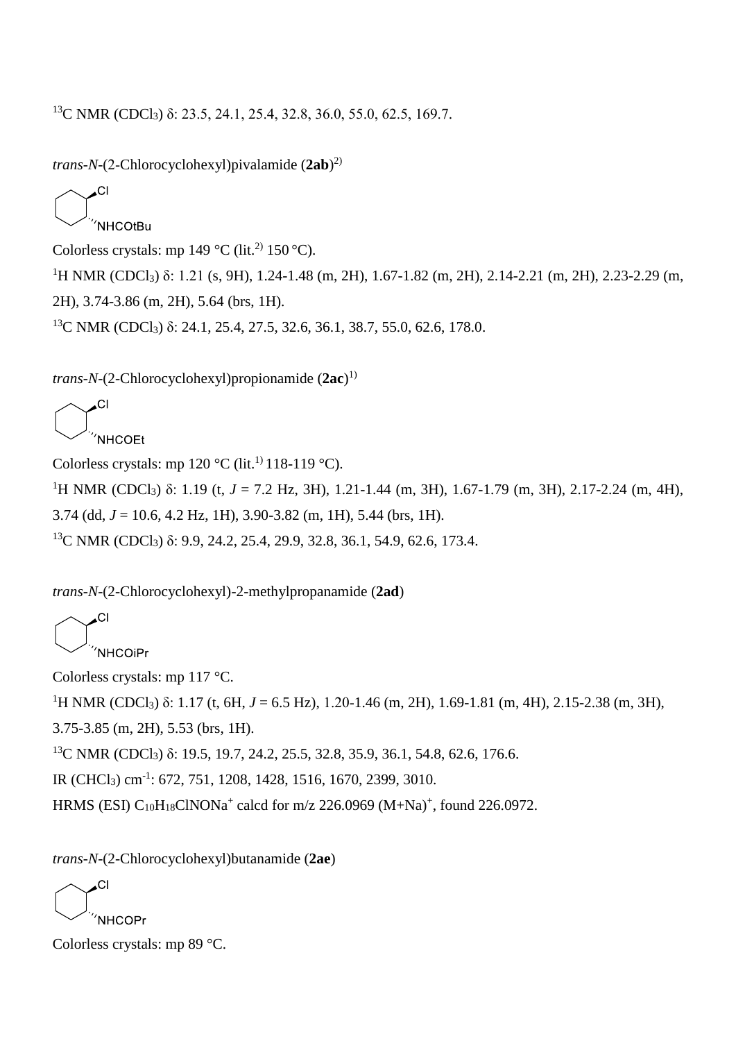$^{13}$C NMR ($CDCl_3$) δ: 23.5, 24.1, 25.4, 32.8, 36.0, 55.0, 62.5, 169.7.

*trans*-*N*-(2-Chlorocyclohexyl)pivalamide (**2ab**)[2)]

Colorless crystals: mp 149 °C (lit.[2)] 150 °C).

$^1$H NMR ($CDCl_3$) δ: 1.21 (s, 9H), 1.24-1.48 (m, 2H), 1.67-1.82 (m, 2H), 2.14-2.21 (m, 2H), 2.23-2.29 (m, 2H), 3.74-3.86 (m, 2H), 5.64 (brs, 1H).

$^{13}$C NMR ($CDCl_3$) δ: 24.1, 25.4, 27.5, 32.6, 36.1, 38.7, 55.0, 62.6, 178.0.

*trans*-*N*-(2-Chlorocyclohexyl)propionamide (**2ac**)[1)]

Colorless crystals: mp 120 °C (lit.[1)] 118-119 °C).

$^1$H NMR ($CDCl_3$) δ: 1.19 (t, *J* = 7.2 Hz, 3H), 1.21-1.44 (m, 3H), 1.67-1.79 (m, 3H), 2.17-2.24 (m, 4H), 3.74 (dd, *J* = 10.6, 4.2 Hz, 1H), 3.90-3.82 (m, 1H), 5.44 (brs, 1H).

$^{13}$C NMR ($CDCl_3$) δ: 9.9, 24.2, 25.4, 29.9, 32.8, 36.1, 54.9, 62.6, 173.4.

*trans*-*N*-(2-Chlorocyclohexyl)-2-methylpropanamide (**2ad**)

Colorless crystals: mp 117 °C.

$^1$H NMR ($CDCl_3$) δ: 1.17 (t, 6H, *J* = 6.5 Hz), 1.20-1.46 (m, 2H), 1.69-1.81 (m, 4H), 2.15-2.38 (m, 3H), 3.75-3.85 (m, 2H), 5.53 (brs, 1H).

$^{13}$C NMR ($CDCl_3$) δ: 19.5, 19.7, 24.2, 25.5, 32.8, 35.9, 36.1, 54.8, 62.6, 176.6.

IR ($CHCl_3$) cm$^{-1}$: 672, 751, 1208, 1428, 1516, 1670, 2399, 3010.

HRMS (ESI) $C_{10}H_{18}ClNONa^+$ calcd for m/z 226.0969 $(M+Na)^+$, found 226.0972.

*trans*-*N*-(2-Chlorocyclohexyl)butanamide (**2ae**)

Colorless crystals: mp 89 °C.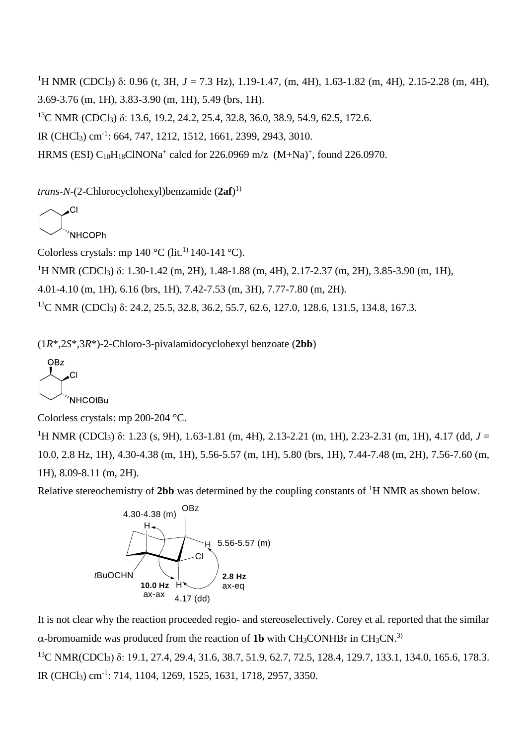$^{1}$H NMR ($CDCl_3$) δ: 0.96 (t, 3H, *J* = 7.3 Hz), 1.19-1.47, (m, 4H), 1.63-1.82 (m, 4H), 2.15-2.28 (m, 4H), 3.69-3.76 (m, 1H), 3.83-3.90 (m, 1H), 5.49 (brs, 1H).

$^{13}$C NMR ($CDCl_3$) δ: 13.6, 19.2, 24.2, 25.4, 32.8, 36.0, 38.9, 54.9, 62.5, 172.6.

IR ($CHCl_3$) cm$^{-1}$: 664, 747, 1212, 1512, 1661, 2399, 2943, 3010.

HRMS (ESI) $C_{10}H_{18}ClNONa^+$ calcd for 226.0969 m/z (M+Na)$^+$, found 226.0970.

*trans*-*N*-(2-Chlorocyclohexyl)benzamide (**2af**)[1)]

Colorless crystals: mp 140 °C (lit.[1)] 140-141 °C).

$^{1}$H NMR ($CDCl_3$) δ: 1.30-1.42 (m, 2H), 1.48-1.88 (m, 4H), 2.17-2.37 (m, 2H), 3.85-3.90 (m, 1H), 4.01-4.10 (m, 1H), 6.16 (brs, 1H), 7.42-7.53 (m, 3H), 7.77-7.80 (m, 2H).

$^{13}$C NMR ($CDCl_3$) δ: 24.2, 25.5, 32.8, 36.2, 55.7, 62.6, 127.0, 128.6, 131.5, 134.8, 167.3.

(1*R*\*,2*S*\*,3*R*\*)-2-Chloro-3-pivalamidocyclohexyl benzoate (**2bb**)

Colorless crystals: mp 200-204 °C.

$^{1}$H NMR ($CDCl_3$) δ: 1.23 (s, 9H), 1.63-1.81 (m, 4H), 2.13-2.21 (m, 1H), 2.23-2.31 (m, 1H), 4.17 (dd, *J* = 10.0, 2.8 Hz, 1H), 4.30-4.38 (m, 1H), 5.56-5.57 (m, 1H), 5.80 (brs, 1H), 7.44-7.48 (m, 2H), 7.56-7.60 (m, 1H), 8.09-8.11 (m, 2H).

Relative stereochemistry of **2bb** was determined by the coupling constants of $^{1}$H NMR as shown below.

It is not clear why the reaction proceeded regio- and stereoselectively. Corey et al. reported that the similar α-bromoamide was produced from the reaction of **1b** with $CH_3CONHBr$ in $CH_3CN$.[3)]

$^{13}$C NMR($CDCl_3$) δ: 19.1, 27.4, 29.4, 31.6, 38.7, 51.9, 62.7, 72.5, 128.4, 129.7, 133.1, 134.0, 165.6, 178.3.

IR ($CHCl_3$) cm$^{-1}$: 714, 1104, 1269, 1525, 1631, 1718, 2957, 3350.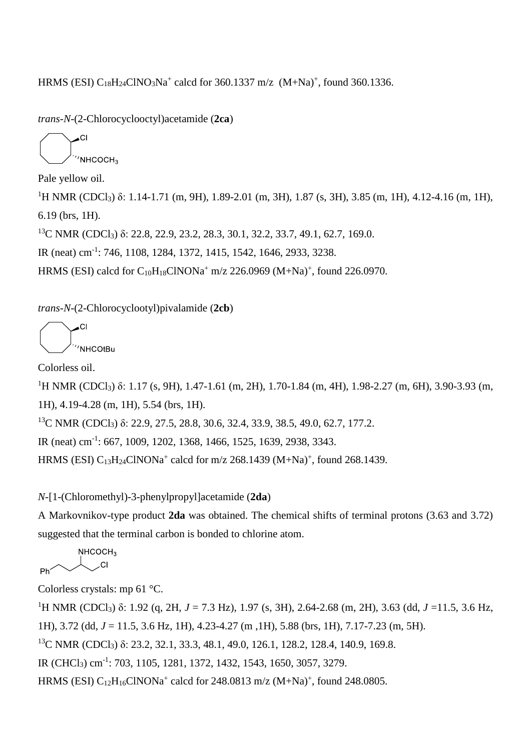HRMS (ESI) $C_{18}H_{24}ClNO_3Na^+$ calcd for 360.1337 m/z (M+Na)$^+$, found 360.1336.

*trans*-*N*-(2-Chlorocyclooctyl)acetamide (**2ca**)

Pale yellow oil.

$^1$H NMR ($CDCl_3$) δ: 1.14-1.71 (m, 9H), 1.89-2.01 (m, 3H), 1.87 (s, 3H), 3.85 (m, 1H), 4.12-4.16 (m, 1H), 6.19 (brs, 1H).

$^{13}$C NMR ($CDCl_3$) δ: 22.8, 22.9, 23.2, 28.3, 30.1, 32.2, 33.7, 49.1, 62.7, 169.0.

IR (neat) cm$^{-1}$: 746, 1108, 1284, 1372, 1415, 1542, 1646, 2933, 3238.

HRMS (ESI) calcd for $C_{10}H_{18}ClNONa^+$ m/z 226.0969 (M+Na)$^+$, found 226.0970.

*trans*-*N*-(2-Chlorocyclootyl)pivalamide (**2cb**)

Colorless oil.

$^1$H NMR ($CDCl_3$) δ: 1.17 (s, 9H), 1.47-1.61 (m, 2H), 1.70-1.84 (m, 4H), 1.98-2.27 (m, 6H), 3.90-3.93 (m, 1H), 4.19-4.28 (m, 1H), 5.54 (brs, 1H).

$^{13}$C NMR ($CDCl_3$) δ: 22.9, 27.5, 28.8, 30.6, 32.4, 33.9, 38.5, 49.0, 62.7, 177.2.

IR (neat) cm$^{-1}$: 667, 1009, 1202, 1368, 1466, 1525, 1639, 2938, 3343.

HRMS (ESI) $C_{13}H_{24}ClNONa^+$ calcd for m/z 268.1439 (M+Na)$^+$, found 268.1439.

*N*-[1-(Chloromethyl)-3-phenylpropyl]acetamide (**2da**)

A Markovnikov-type product **2da** was obtained. The chemical shifts of terminal protons (3.63 and 3.72) suggested that the terminal carbon is bonded to chlorine atom.

Colorless crystals: mp 61 °C.

$^1$H NMR ($CDCl_3$) δ: 1.92 (q, 2H, *J* = 7.3 Hz), 1.97 (s, 3H), 2.64-2.68 (m, 2H), 3.63 (dd, *J* =11.5, 3.6 Hz, 1H), 3.72 (dd, *J* = 11.5, 3.6 Hz, 1H), 4.23-4.27 (m ,1H), 5.88 (brs, 1H), 7.17-7.23 (m, 5H).

$^{13}$C NMR ($CDCl_3$) δ: 23.2, 32.1, 33.3, 48.1, 49.0, 126.1, 128.2, 128.4, 140.9, 169.8.

IR ($CHCl_3$) cm$^{-1}$: 703, 1105, 1281, 1372, 1432, 1543, 1650, 3057, 3279.

HRMS (ESI) $C_{12}H_{16}ClNONa^+$ calcd for 248.0813 m/z (M+Na)$^+$, found 248.0805.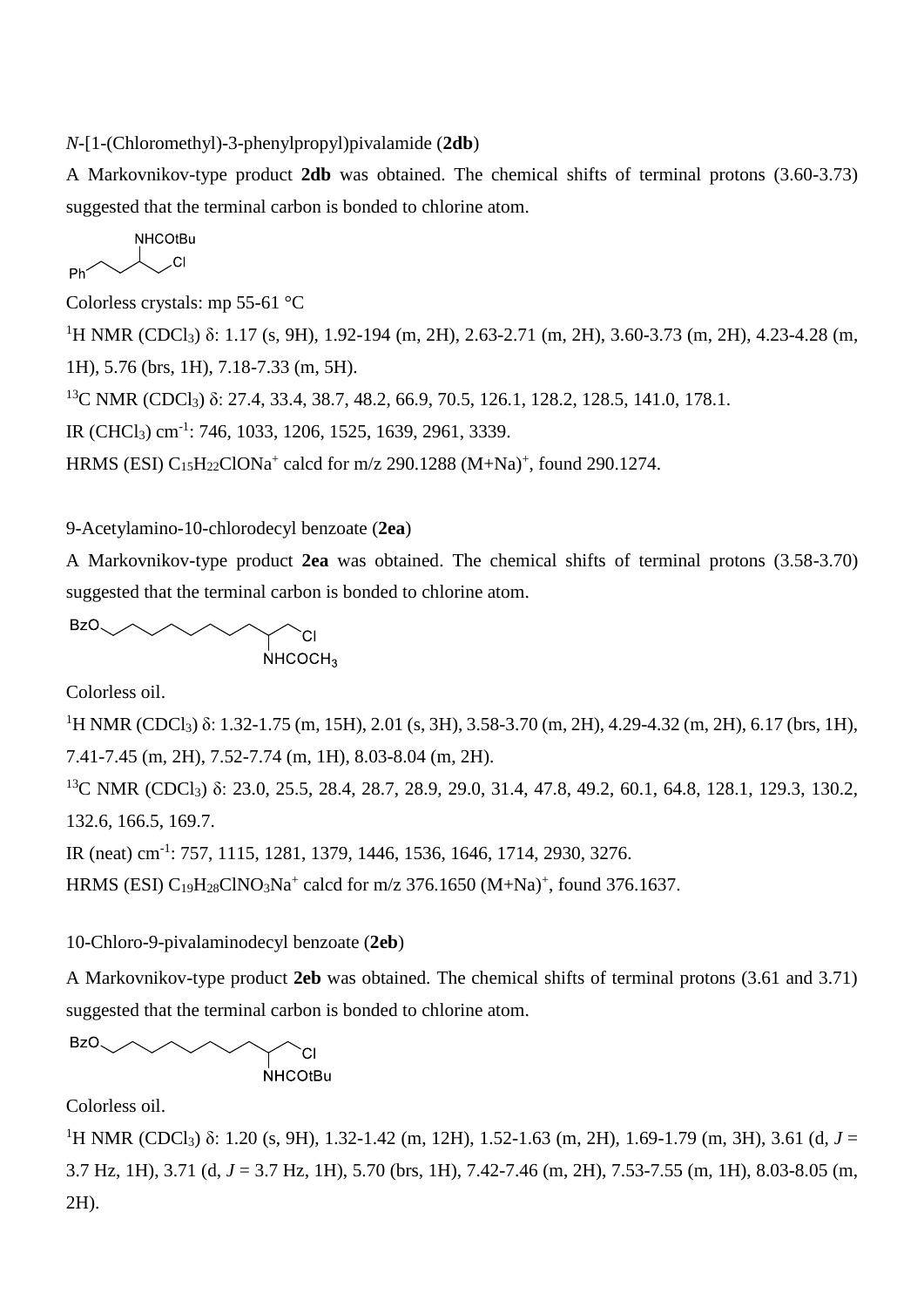*N*-[1-(Chloromethyl)-3-phenylpropyl)pivalamide (**2db**)

A Markovnikov-type product **2db** was obtained. The chemical shifts of terminal protons (3.60-3.73) suggested that the terminal carbon is bonded to chlorine atom.

Colorless crystals: mp 55-61 °C

$^1$H NMR ($CDCl_3$) δ: 1.17 (s, 9H), 1.92-194 (m, 2H), 2.63-2.71 (m, 2H), 3.60-3.73 (m, 2H), 4.23-4.28 (m, 1H), 5.76 (brs, 1H), 7.18-7.33 (m, 5H).

$^{13}$C NMR ($CDCl_3$) δ: 27.4, 33.4, 38.7, 48.2, 66.9, 70.5, 126.1, 128.2, 128.5, 141.0, 178.1.

IR ($CHCl_3$) cm$^{-1}$: 746, 1033, 1206, 1525, 1639, 2961, 3339.

HRMS (ESI) $C_{15}H_{22}ClONa^+$ calcd for m/z 290.1288 $(M+Na)^+$, found 290.1274.

9-Acetylamino-10-chlorodecyl benzoate (**2ea**)

A Markovnikov-type product **2ea** was obtained. The chemical shifts of terminal protons (3.58-3.70) suggested that the terminal carbon is bonded to chlorine atom.

Colorless oil.

$^1$H NMR ($CDCl_3$) δ: 1.32-1.75 (m, 15H), 2.01 (s, 3H), 3.58-3.70 (m, 2H), 4.29-4.32 (m, 2H), 6.17 (brs, 1H), 7.41-7.45 (m, 2H), 7.52-7.74 (m, 1H), 8.03-8.04 (m, 2H).

$^{13}$C NMR ($CDCl_3$) δ: 23.0, 25.5, 28.4, 28.7, 28.9, 29.0, 31.4, 47.8, 49.2, 60.1, 64.8, 128.1, 129.3, 130.2, 132.6, 166.5, 169.7.

IR (neat) cm$^{-1}$: 757, 1115, 1281, 1379, 1446, 1536, 1646, 1714, 2930, 3276.

HRMS (ESI) $C_{19}H_{28}ClNO_3Na^+$ calcd for m/z 376.1650 $(M+Na)^+$, found 376.1637.

10-Chloro-9-pivalaminodecyl benzoate (**2eb**)

A Markovnikov-type product **2eb** was obtained. The chemical shifts of terminal protons (3.61 and 3.71) suggested that the terminal carbon is bonded to chlorine atom.

Colorless oil.

$^1$H NMR ($CDCl_3$) δ: 1.20 (s, 9H), 1.32-1.42 (m, 12H), 1.52-1.63 (m, 2H), 1.69-1.79 (m, 3H), 3.61 (d, *J* = 3.7 Hz, 1H), 3.71 (d, *J* = 3.7 Hz, 1H), 5.70 (brs, 1H), 7.42-7.46 (m, 2H), 7.53-7.55 (m, 1H), 8.03-8.05 (m, 2H).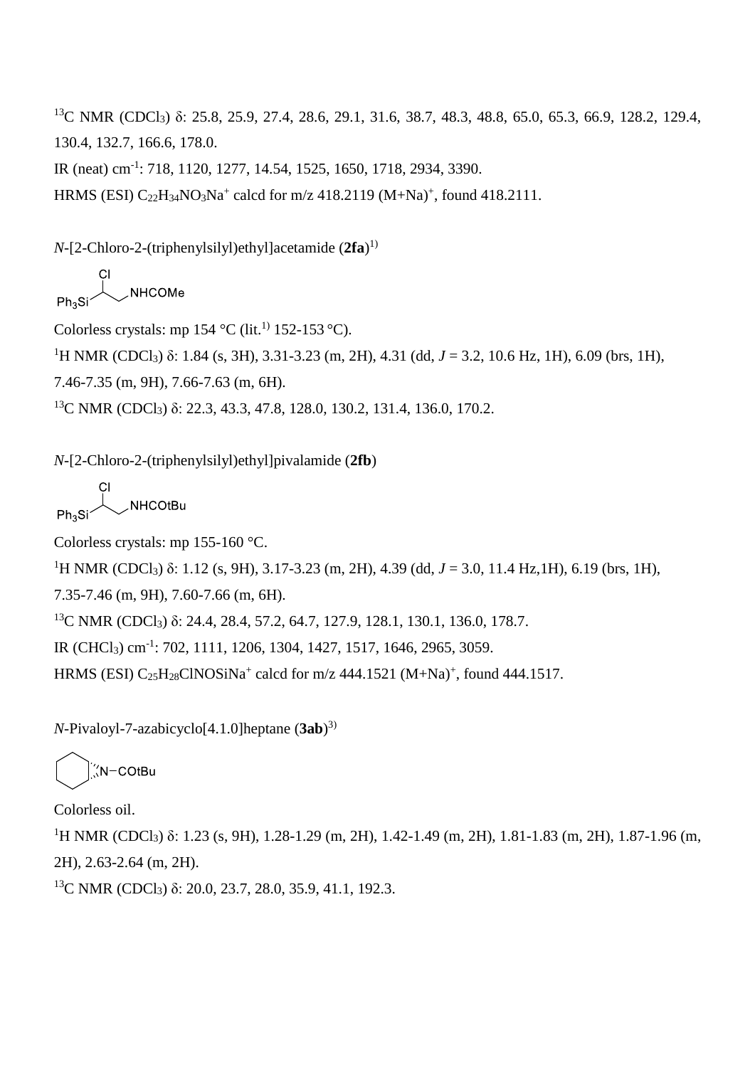$^{13}$C NMR (CDCl$_3$) δ: 25.8, 25.9, 27.4, 28.6, 29.1, 31.6, 38.7, 48.3, 48.8, 65.0, 65.3, 66.9, 128.2, 129.4, 130.4, 132.7, 166.6, 178.0.

IR (neat) cm$^{-1}$: 718, 1120, 1277, 14.54, 1525, 1650, 1718, 2934, 3390.

HRMS (ESI) $C_{22}H_{34}NO_3Na^+$ calcd for m/z 418.2119 (M+Na)$^+$, found 418.2111.

*N*-[2-Chloro-2-(triphenylsilyl)ethyl]acetamide (**2fa**)[1)]

Colorless crystals: mp 154 °C (lit.[1)] 152-153 °C).

$^1$H NMR (CDCl$_3$) δ: 1.84 (s, 3H), 3.31-3.23 (m, 2H), 4.31 (dd, *J* = 3.2, 10.6 Hz, 1H), 6.09 (brs, 1H), 7.46-7.35 (m, 9H), 7.66-7.63 (m, 6H).

$^{13}$C NMR (CDCl$_3$) δ: 22.3, 43.3, 47.8, 128.0, 130.2, 131.4, 136.0, 170.2.

*N*-[2-Chloro-2-(triphenylsilyl)ethyl]pivalamide (**2fb**)

Colorless crystals: mp 155-160 °C.

$^1$H NMR (CDCl$_3$) δ: 1.12 (s, 9H), 3.17-3.23 (m, 2H), 4.39 (dd, *J* = 3.0, 11.4 Hz,1H), 6.19 (brs, 1H), 7.35-7.46 (m, 9H), 7.60-7.66 (m, 6H).

$^{13}$C NMR (CDCl$_3$) δ: 24.4, 28.4, 57.2, 64.7, 127.9, 128.1, 130.1, 136.0, 178.7.

IR (CHCl$_3$) cm$^{-1}$: 702, 1111, 1206, 1304, 1427, 1517, 1646, 2965, 3059.

HRMS (ESI) $C_{25}H_{28}ClNOSiNa^+$ calcd for m/z 444.1521 (M+Na)$^+$, found 444.1517.

*N*-Pivaloyl-7-azabicyclo[4.1.0]heptane (**3ab**)[3)]

Colorless oil.

$^1$H NMR (CDCl$_3$) δ: 1.23 (s, 9H), 1.28-1.29 (m, 2H), 1.42-1.49 (m, 2H), 1.81-1.83 (m, 2H), 1.87-1.96 (m, 2H), 2.63-2.64 (m, 2H).

$^{13}$C NMR (CDCl$_3$) δ: 20.0, 23.7, 28.0, 35.9, 41.1, 192.3.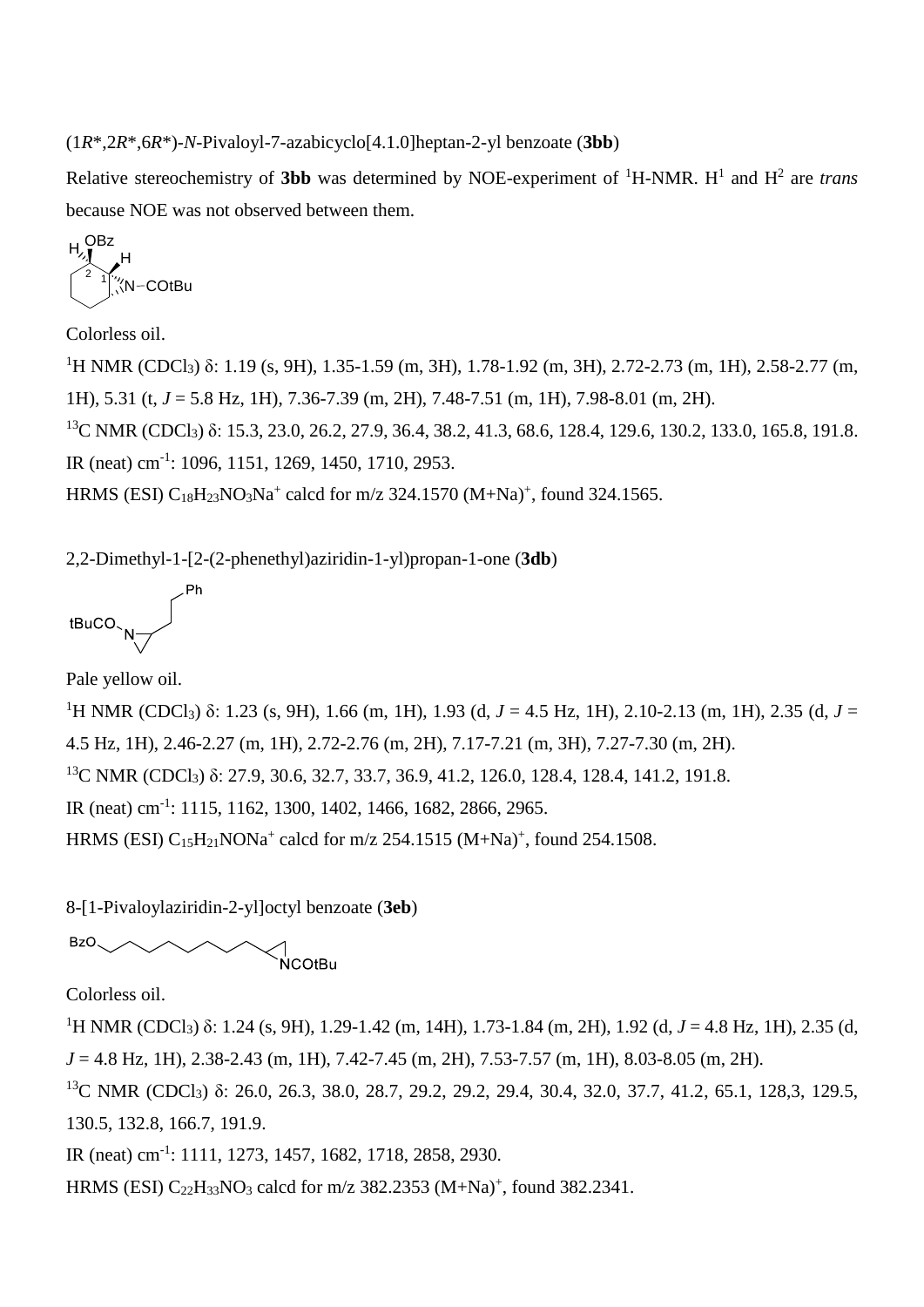(1*R*\*,2*R*\*,6*R*\*)-*N*-Pivaloyl-7-azabicyclo[4.1.0]heptan-2-yl benzoate (**3bb**)

Relative stereochemistry of **3bb** was determined by NOE-experiment of $^{1}$H-NMR. H$^{1}$ and H$^{2}$ are *trans* because NOE was not observed between them.

Colorless oil.

$^{1}$H NMR (CDCl$_3$) δ: 1.19 (s, 9H), 1.35-1.59 (m, 3H), 1.78-1.92 (m, 3H), 2.72-2.73 (m, 1H), 2.58-2.77 (m, 1H), 5.31 (t, *J* = 5.8 Hz, 1H), 7.36-7.39 (m, 2H), 7.48-7.51 (m, 1H), 7.98-8.01 (m, 2H).

$^{13}$C NMR (CDCl$_3$) δ: 15.3, 23.0, 26.2, 27.9, 36.4, 38.2, 41.3, 68.6, 128.4, 129.6, 130.2, 133.0, 165.8, 191.8.

IR (neat) cm$^{-1}$: 1096, 1151, 1269, 1450, 1710, 2953.

HRMS (ESI) $C_{18}H_{23}NO_3Na^+$ calcd for m/z 324.1570 (M+Na)$^+$, found 324.1565.

2,2-Dimethyl-1-[2-(2-phenethyl)aziridin-1-yl)propan-1-one (**3db**)

Pale yellow oil.

$^{1}$H NMR (CDCl$_3$) δ: 1.23 (s, 9H), 1.66 (m, 1H), 1.93 (d, *J* = 4.5 Hz, 1H), 2.10-2.13 (m, 1H), 2.35 (d, *J* = 4.5 Hz, 1H), 2.46-2.27 (m, 1H), 2.72-2.76 (m, 2H), 7.17-7.21 (m, 3H), 7.27-7.30 (m, 2H).

$^{13}$C NMR (CDCl$_3$) δ: 27.9, 30.6, 32.7, 33.7, 36.9, 41.2, 126.0, 128.4, 128.4, 141.2, 191.8.

IR (neat) cm$^{-1}$: 1115, 1162, 1300, 1402, 1466, 1682, 2866, 2965.

HRMS (ESI) $C_{15}H_{21}NONa^+$ calcd for m/z 254.1515 (M+Na)$^+$, found 254.1508.

8-[1-Pivaloylaziridin-2-yl]octyl benzoate (**3eb**)

Colorless oil.

$^{1}$H NMR (CDCl$_3$) δ: 1.24 (s, 9H), 1.29-1.42 (m, 14H), 1.73-1.84 (m, 2H), 1.92 (d, *J* = 4.8 Hz, 1H), 2.35 (d, *J* = 4.8 Hz, 1H), 2.38-2.43 (m, 1H), 7.42-7.45 (m, 2H), 7.53-7.57 (m, 1H), 8.03-8.05 (m, 2H).

$^{13}$C NMR (CDCl$_3$) δ: 26.0, 26.3, 38.0, 28.7, 29.2, 29.2, 29.4, 30.4, 32.0, 37.7, 41.2, 65.1, 128,3, 129.5, 130.5, 132.8, 166.7, 191.9.

IR (neat) cm$^{-1}$: 1111, 1273, 1457, 1682, 1718, 2858, 2930.

HRMS (ESI) $C_{22}H_{33}NO_3$ calcd for m/z 382.2353 (M+Na)$^+$, found 382.2341.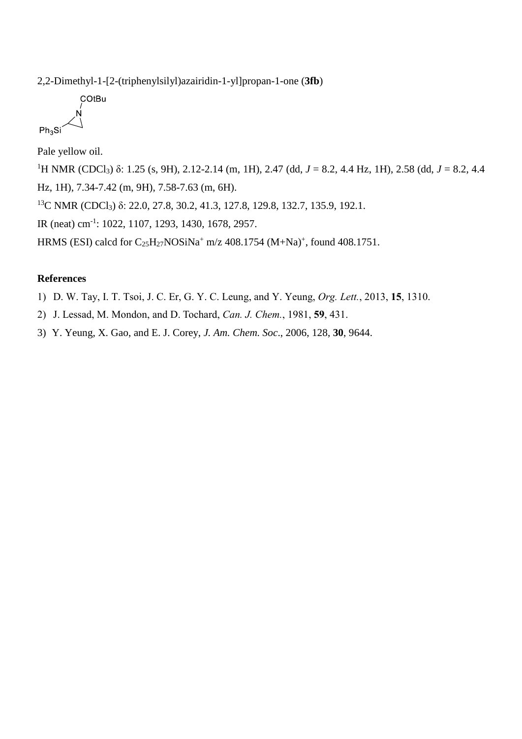2,2-Dimethyl-1-[2-(triphenylsilyl)azairidin-1-yl]propan-1-one (**3fb**)

COtBu

N

$Ph_3Si$

Pale yellow oil.

$^1$H NMR ($CDCl_3$) δ: 1.25 (s, 9H), 2.12-2.14 (m, 1H), 2.47 (dd, $J$ = 8.2, 4.4 Hz, 1H), 2.58 (dd, $J$ = 8.2, 4.4 Hz, 1H), 7.34-7.42 (m, 9H), 7.58-7.63 (m, 6H).

$^{13}$C NMR ($CDCl_3$) δ: 22.0, 27.8, 30.2, 41.3, 127.8, 129.8, 132.7, 135.9, 192.1.

IR (neat) cm$^{-1}$: 1022, 1107, 1293, 1430, 1678, 2957.

HRMS (ESI) calcd for $C_{25}H_{27}NOSiNa^+$ m/z 408.1754 $(M+Na)^+$, found 408.1751.

**References**

1) D. W. Tay, I. T. Tsoi, J. C. Er, G. Y. C. Leung, and Y. Yeung, *Org. Lett.*, 2013, **15**, 1310.
2) J. Lessad, M. Mondon, and D. Tochard, *Can. J. Chem.*, 1981, **59**, 431.
3) Y. Yeung, X. Gao, and E. J. Corey, *J. Am. Chem. Soc*., 2006, 128, **30**, 9644.